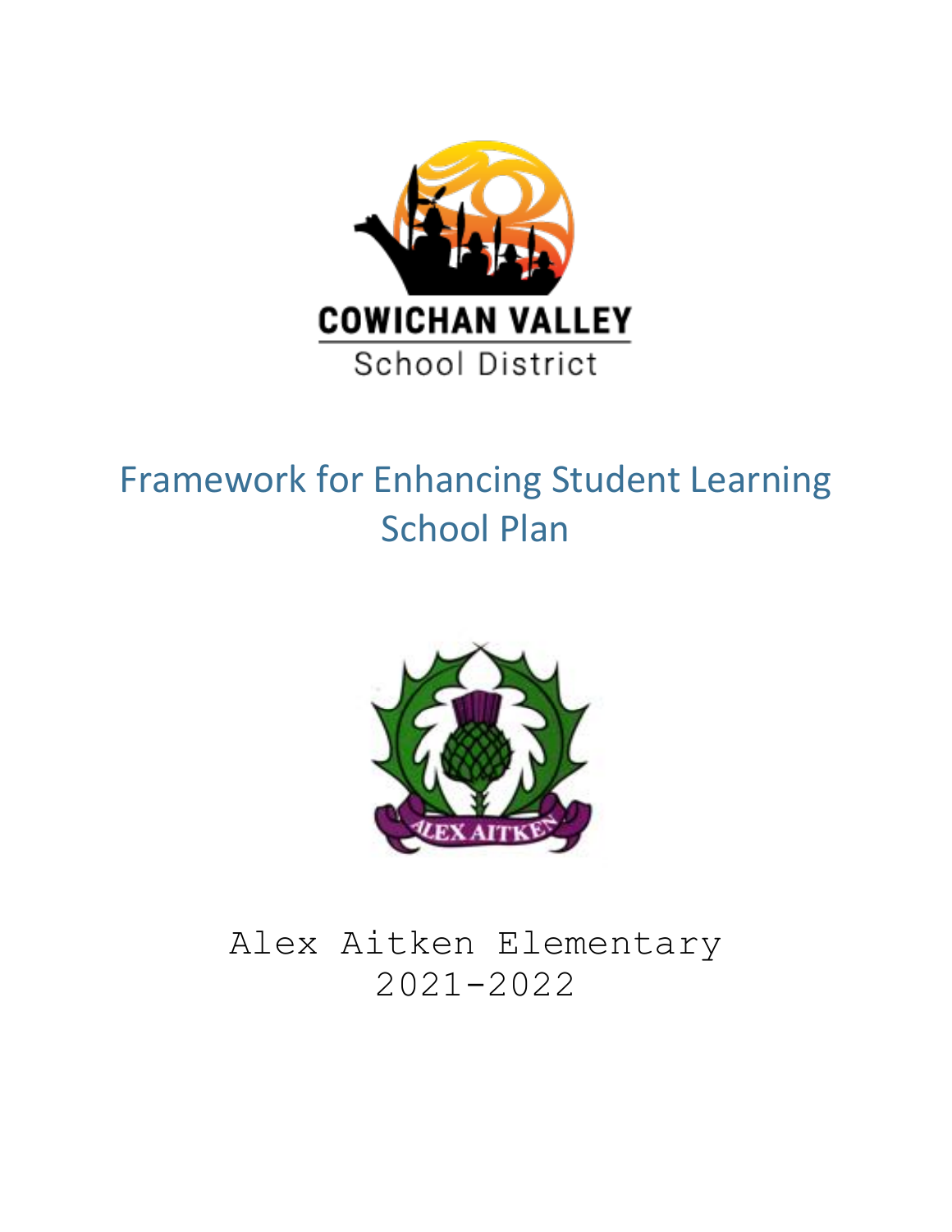COWICHAN VALLEY

School District

# Framework for Enhancing Student Learning School Plan

ALEX AITKEN

Alex Aitken Elementary
2021-2022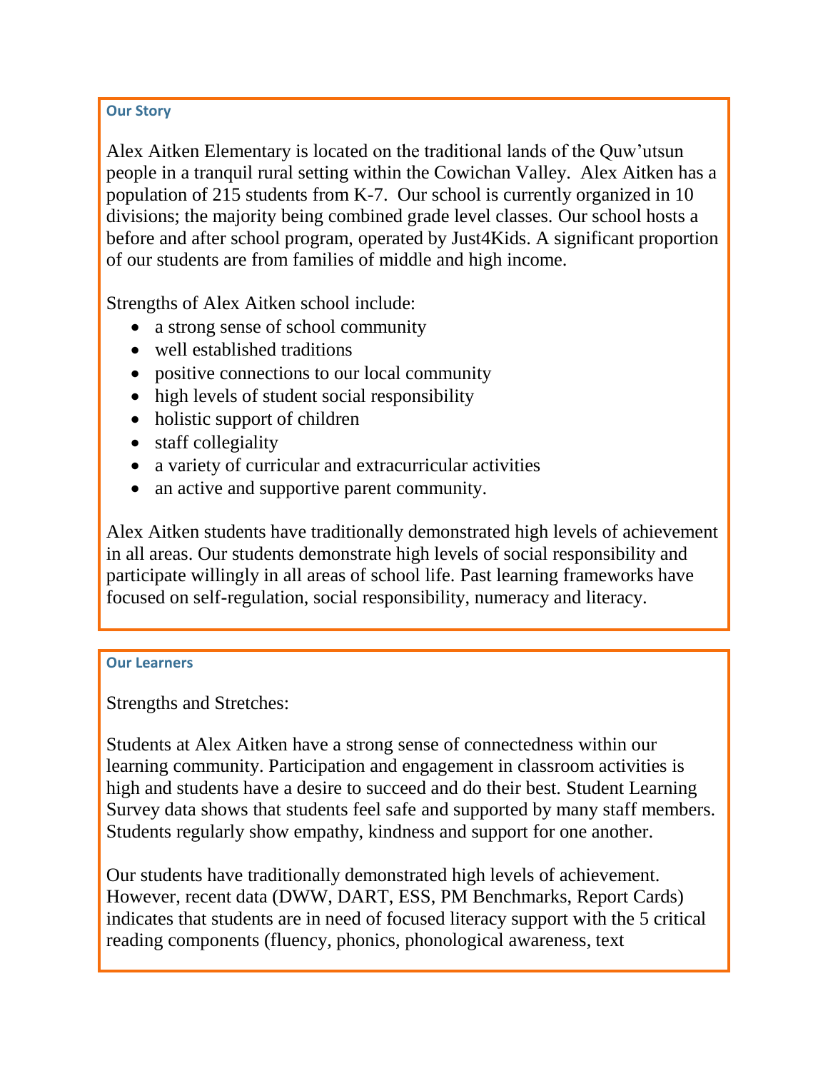## Our Story

Alex Aitken Elementary is located on the traditional lands of the Quw'utsun people in a tranquil rural setting within the Cowichan Valley. Alex Aitken has a population of 215 students from K-7. Our school is currently organized in 10 divisions; the majority being combined grade level classes. Our school hosts a before and after school program, operated by Just4Kids. A significant proportion of our students are from families of middle and high income.

Strengths of Alex Aitken school include:

- a strong sense of school community
- well established traditions
- positive connections to our local community
- high levels of student social responsibility
- holistic support of children
- staff collegiality
- a variety of curricular and extracurricular activities
- an active and supportive parent community.

Alex Aitken students have traditionally demonstrated high levels of achievement in all areas. Our students demonstrate high levels of social responsibility and participate willingly in all areas of school life. Past learning frameworks have focused on self-regulation, social responsibility, numeracy and literacy.

## Our Learners

Strengths and Stretches:

Students at Alex Aitken have a strong sense of connectedness within our learning community. Participation and engagement in classroom activities is high and students have a desire to succeed and do their best. Student Learning Survey data shows that students feel safe and supported by many staff members. Students regularly show empathy, kindness and support for one another.

Our students have traditionally demonstrated high levels of achievement. However, recent data (DWW, DART, ESS, PM Benchmarks, Report Cards) indicates that students are in need of focused literacy support with the 5 critical reading components (fluency, phonics, phonological awareness, text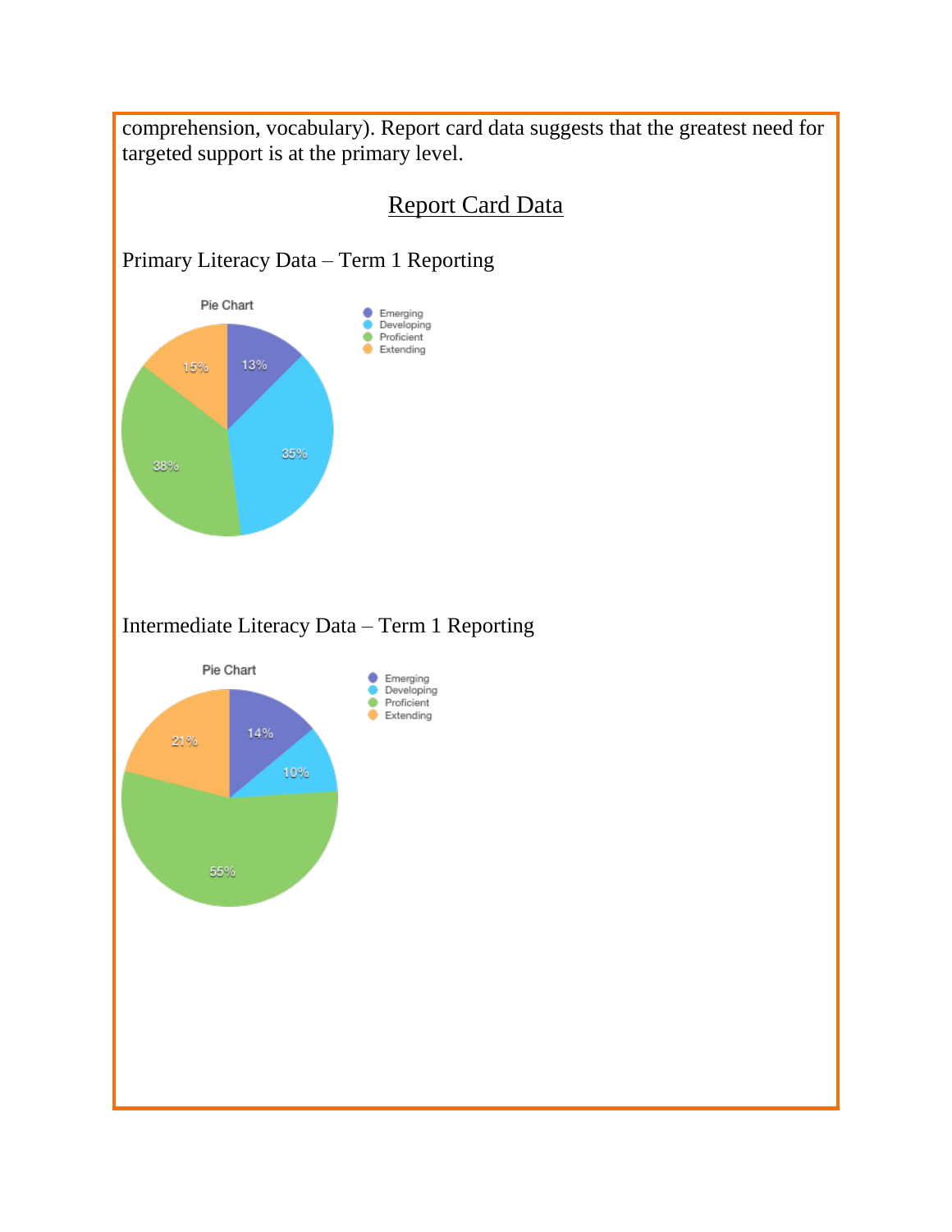comprehension, vocabulary). Report card data suggests that the greatest need for targeted support is at the primary level.

## Report Card Data

Primary Literacy Data – Term 1 Reporting

Pie Chart

| Level | Percentage |
|---|---|
| Emerging | 13% |
| Developing | 35% |
| Proficient | 38% |
| Extending | 15% |

Intermediate Literacy Data – Term 1 Reporting

Pie Chart

| Level | Percentage |
|---|---|
| Emerging | 14% |
| Developing | 10% |
| Proficient | 55% |
| Extending | 21% |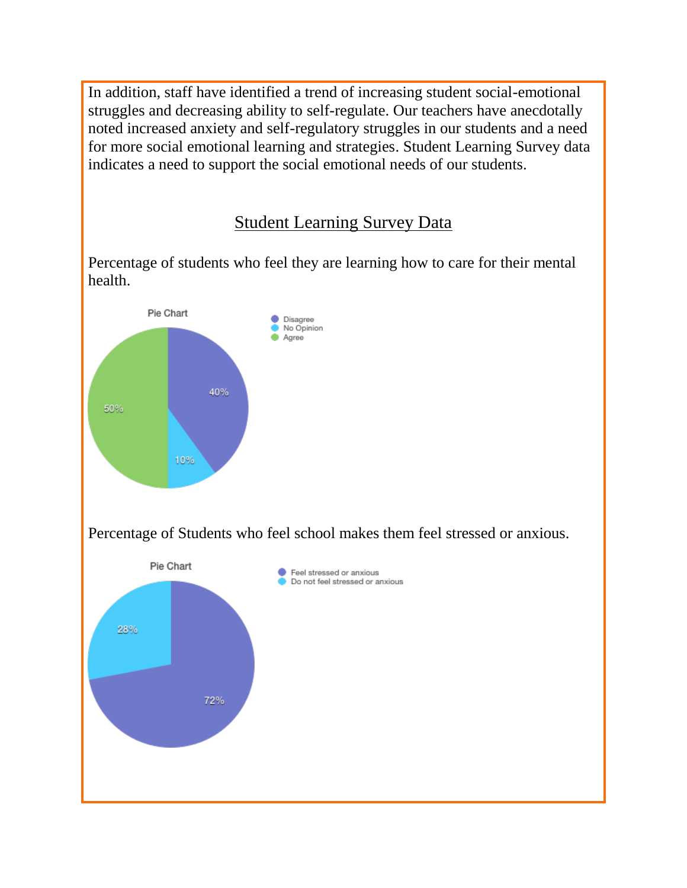In addition, staff have identified a trend of increasing student social-emotional struggles and decreasing ability to self-regulate. Our teachers have anecdotally noted increased anxiety and self-regulatory struggles in our students and a need for more social emotional learning and strategies. Student Learning Survey data indicates a need to support the social emotional needs of our students.

## <u>Student Learning Survey Data</u>

Percentage of students who feel they are learning how to care for their mental health.

Pie Chart

- Disagree: 40%
- No Opinion: 10%
- Agree: 50%

Percentage of Students who feel school makes them feel stressed or anxious.

Pie Chart

- Feel stressed or anxious: 72%
- Do not feel stressed or anxious: 28%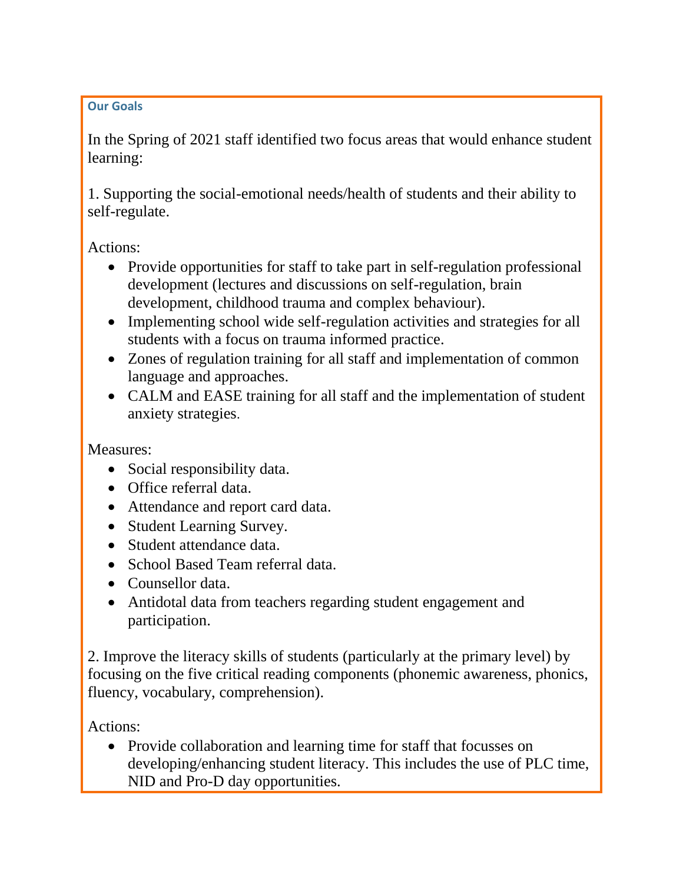## Our Goals

In the Spring of 2021 staff identified two focus areas that would enhance student learning:

1. Supporting the social-emotional needs/health of students and their ability to self-regulate.

Actions:

- Provide opportunities for staff to take part in self-regulation professional development (lectures and discussions on self-regulation, brain development, childhood trauma and complex behaviour).
- Implementing school wide self-regulation activities and strategies for all students with a focus on trauma informed practice.
- Zones of regulation training for all staff and implementation of common language and approaches.
- CALM and EASE training for all staff and the implementation of student anxiety strategies.

Measures:

- Social responsibility data.
- Office referral data.
- Attendance and report card data.
- Student Learning Survey.
- Student attendance data.
- School Based Team referral data.
- Counsellor data.
- Antidotal data from teachers regarding student engagement and participation.

2. Improve the literacy skills of students (particularly at the primary level) by focusing on the five critical reading components (phonemic awareness, phonics, fluency, vocabulary, comprehension).

Actions:

- Provide collaboration and learning time for staff that focusses on developing/enhancing student literacy. This includes the use of PLC time, NID and Pro-D day opportunities.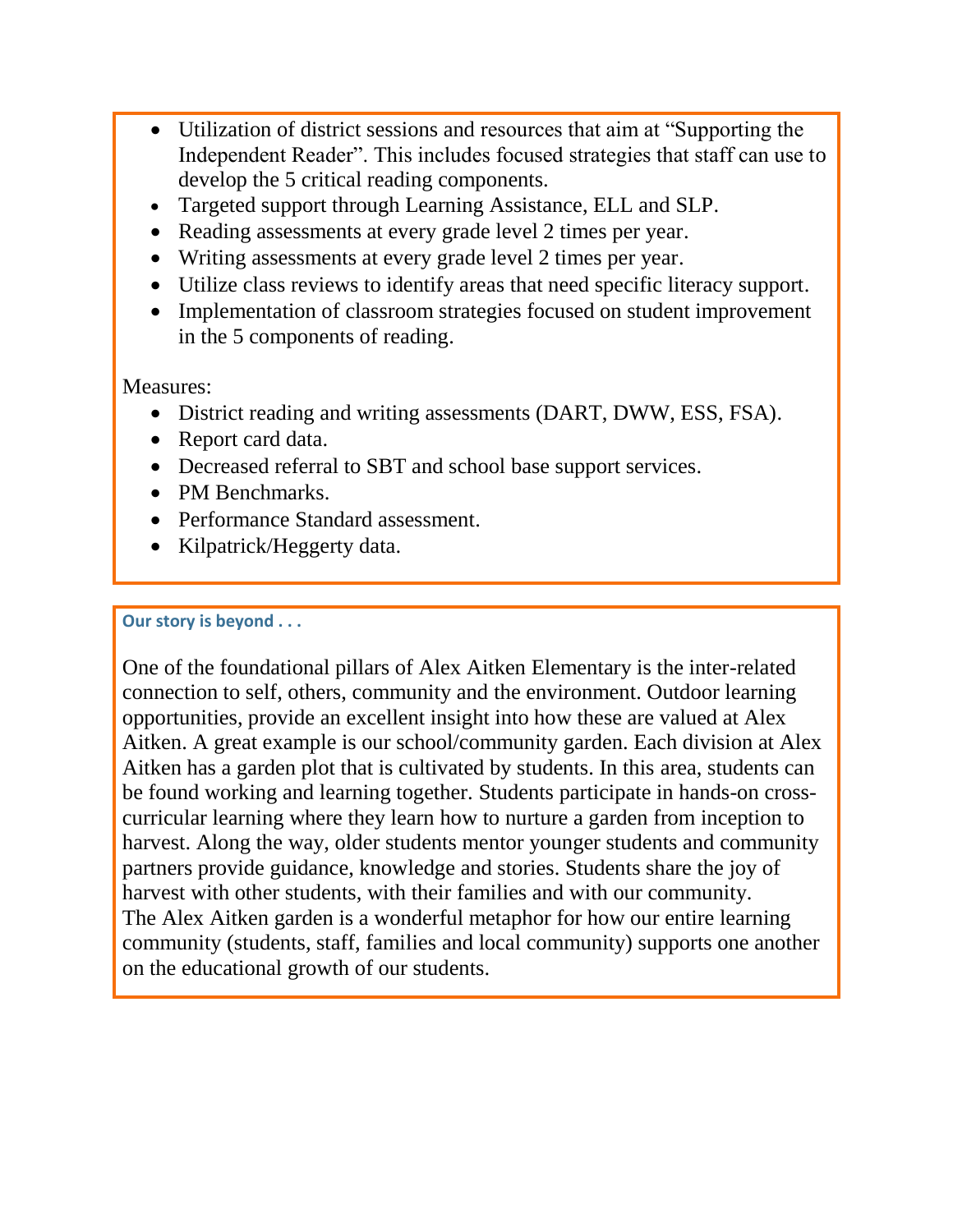- Utilization of district sessions and resources that aim at "Supporting the Independent Reader". This includes focused strategies that staff can use to develop the 5 critical reading components.
- Targeted support through Learning Assistance, ELL and SLP.
- Reading assessments at every grade level 2 times per year.
- Writing assessments at every grade level 2 times per year.
- Utilize class reviews to identify areas that need specific literacy support.
- Implementation of classroom strategies focused on student improvement in the 5 components of reading.

Measures:

- District reading and writing assessments (DART, DWW, ESS, FSA).
- Report card data.
- Decreased referral to SBT and school base support services.
- PM Benchmarks.
- Performance Standard assessment.
- Kilpatrick/Heggerty data.

**Our story is beyond . . .**

One of the foundational pillars of Alex Aitken Elementary is the inter-related connection to self, others, community and the environment. Outdoor learning opportunities, provide an excellent insight into how these are valued at Alex Aitken. A great example is our school/community garden. Each division at Alex Aitken has a garden plot that is cultivated by students. In this area, students can be found working and learning together. Students participate in hands-on cross-curricular learning where they learn how to nurture a garden from inception to harvest. Along the way, older students mentor younger students and community partners provide guidance, knowledge and stories. Students share the joy of harvest with other students, with their families and with our community.
The Alex Aitken garden is a wonderful metaphor for how our entire learning community (students, staff, families and local community) supports one another on the educational growth of our students.